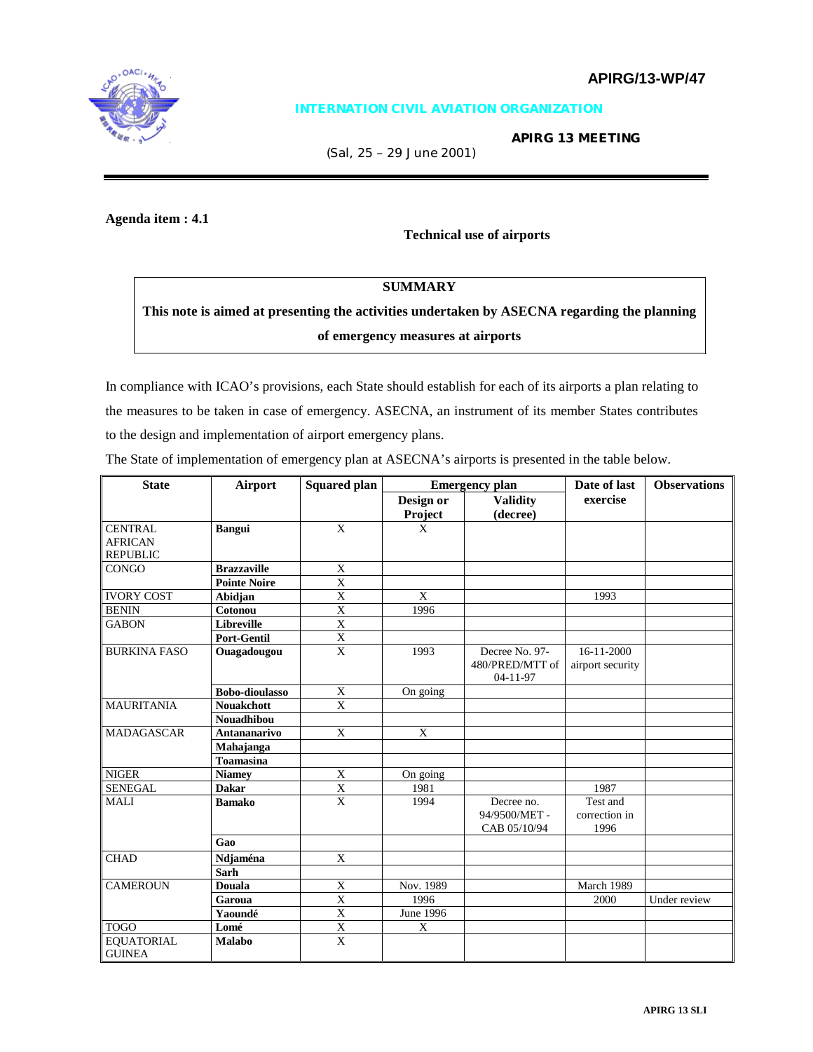**APIRG/13-WP/47**

**INTERNATION CIVIL AVIATION ORGANIZATION**

**APIRG 13 MEETING**

(Sal, 25 – 29 June 2001)

---

**Agenda item : 4.1**

**Technical use of airports**

**SUMMARY**

**This note is aimed at presenting the activities undertaken by ASECNA regarding the planning of emergency measures at airports**

In compliance with ICAO's provisions, each State should establish for each of its airports a plan relating to the measures to be taken in case of emergency. ASECNA, an instrument of its member States contributes to the design and implementation of airport emergency plans.

The State of implementation of emergency plan at ASECNA's airports is presented in the table below.

| State | Airport | Squared plan | Emergency plan | | Date of last exercise | Observations |
|---|---|---|---|---|---|---|
| | | | Design or Project | Validity (decree) | | |
| CENTRAL AFRICAN REPUBLIC | **Bangui** | X | X | | | |
| CONGO | **Brazzaville** | X | | | | |
| | **Pointe Noire** | X | | | | |
| IVORY COST | **Abidjan** | X | X | | 1993 | |
| BENIN | **Cotonou** | X | 1996 | | | |
| GABON | **Libreville** | X | | | | |
| | **Port-Gentil** | X | | | | |
| BURKINA FASO | **Ouagadougou** | X | 1993 | Decree No. 97-480/PRED/MTT of 04-11-97 | 16-11-2000 airport security | |
| | **Bobo-dioulasso** | X | On going | | | |
| MAURITANIA | **Nouakchott** | X | | | | |
| | **Nouadhibou** | | | | | |
| MADAGASCAR | **Antananarivo** | X | X | | | |
| | **Mahajanga** | | | | | |
| | **Toamasina** | | | | | |
| NIGER | **Niamey** | X | On going | | | |
| SENEGAL | **Dakar** | X | 1981 | | 1987 | |
| MALI | **Bamako** | X | 1994 | Decree no. 94/9500/MET - CAB 05/10/94 | Test and correction in 1996 | |
| | **Gao** | | | | | |
| CHAD | **Ndjaména** | X | | | | |
| | **Sarh** | | | | | |
| CAMEROUN | **Douala** | X | Nov. 1989 | | March 1989 | |
| | **Garoua** | X | 1996 | | 2000 | Under review |
| | **Yaoundé** | X | June 1996 | | | |
| TOGO | **Lomé** | X | X | | | |
| EQUATORIAL GUINEA | **Malabo** | X | | | | |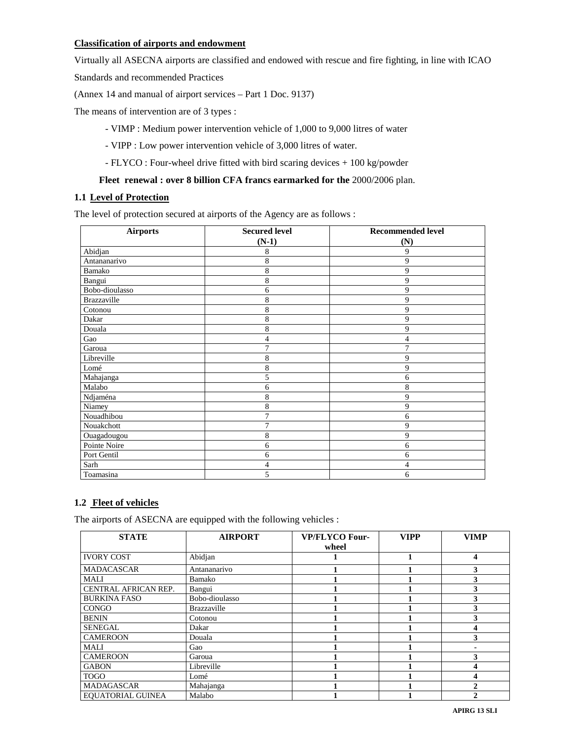**Classification of airports and endowment**

Virtually all ASECNA airports are classified and endowed with rescue and fire fighting, in line with ICAO Standards and recommended Practices

(Annex 14 and manual of airport services – Part 1 Doc. 9137)

The means of intervention are of 3 types :

- VIMP : Medium power intervention vehicle of 1,000 to 9,000 litres of water
- VIPP : Low power intervention vehicle of 3,000 litres of water.
- FLYCO : Four-wheel drive fitted with bird scaring devices + 100 kg/powder

**Fleet renewal : over 8 billion CFA francs earmarked for the** 2000/2006 plan.

### 1.1 Level of Protection

The level of protection secured at airports of the Agency are as follows :

| Airports | Secured level (N-1) | Recommended level (N) |
|---|---|---|
| Abidjan | 8 | 9 |
| Antananarivo | 8 | 9 |
| Bamako | 8 | 9 |
| Bangui | 8 | 9 |
| Bobo-dioulasso | 6 | 9 |
| Brazzaville | 8 | 9 |
| Cotonou | 8 | 9 |
| Dakar | 8 | 9 |
| Douala | 8 | 9 |
| Gao | 4 | 4 |
| Garoua | 7 | 7 |
| Libreville | 8 | 9 |
| Lomé | 8 | 9 |
| Mahajanga | 5 | 6 |
| Malabo | 6 | 8 |
| Ndjaména | 8 | 9 |
| Niamey | 8 | 9 |
| Nouadhibou | 7 | 6 |
| Nouakchott | 7 | 9 |
| Ouagadougou | 8 | 9 |
| Pointe Noire | 6 | 6 |
| Port Gentil | 6 | 6 |
| Sarh | 4 | 4 |
| Toamasina | 5 | 6 |

### 1.2 Fleet of vehicles

The airports of ASECNA are equipped with the following vehicles :

| STATE | AIRPORT | VP/FLYCO Four-wheel | VIPP | VIMP |
|---|---|---|---|---|
| IVORY COST | Abidjan | 1 | 1 | 4 |
| MADACASCAR | Antananarivo | 1 | 1 | 3 |
| MALI | Bamako | 1 | 1 | 3 |
| CENTRAL AFRICAN REP. | Bangui | 1 | 1 | 3 |
| BURKINA FASO | Bobo-dioulasso | 1 | 1 | 3 |
| CONGO | Brazzaville | 1 | 1 | 3 |
| BENIN | Cotonou | 1 | 1 | 3 |
| SENEGAL | Dakar | 1 | 1 | 4 |
| CAMEROON | Douala | 1 | 1 | 3 |
| MALI | Gao | 1 | 1 | - |
| CAMEROON | Garoua | 1 | 1 | 3 |
| GABON | Libreville | 1 | 1 | 4 |
| TOGO | Lomé | 1 | 1 | 4 |
| MADAGASCAR | Mahajanga | 1 | 1 | 2 |
| EQUATORIAL GUINEA | Malabo | 1 | 1 | 2 |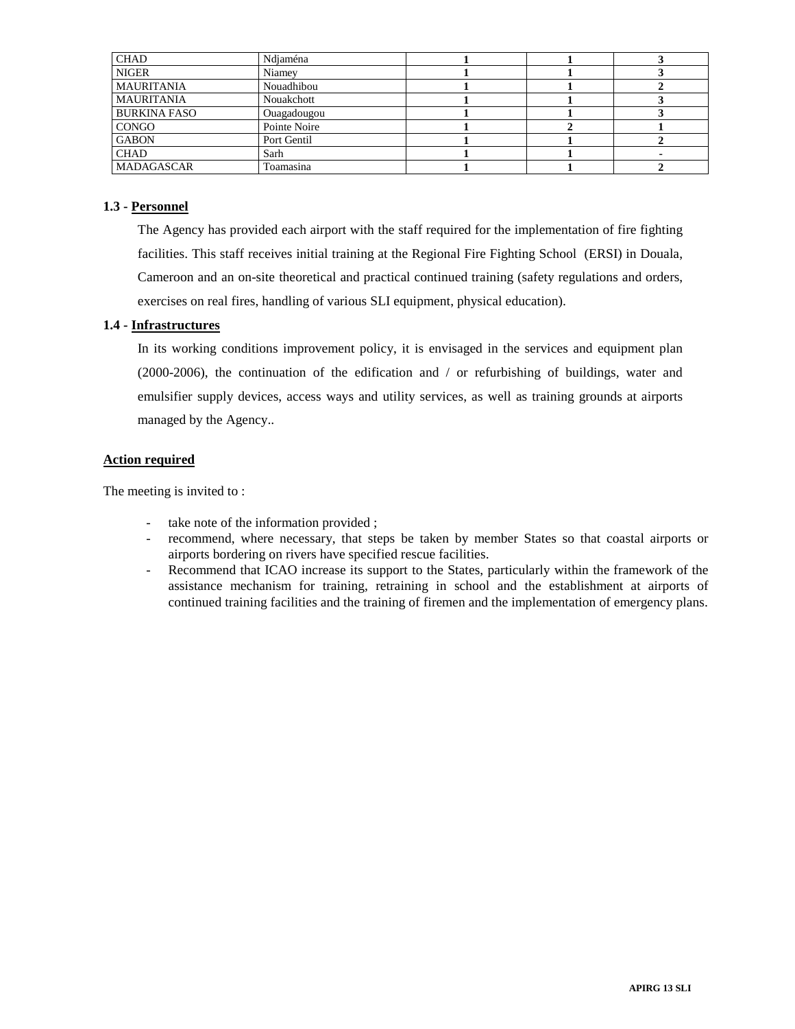| | | | | |
|---|---|---|---|---|
| CHAD | Ndjaména | **1** | **1** | **3** |
| NIGER | Niamey | **1** | **1** | **3** |
| MAURITANIA | Nouadhibou | **1** | **1** | **2** |
| MAURITANIA | Nouakchott | **1** | **1** | **3** |
| BURKINA FASO | Ouagadougou | **1** | **1** | **3** |
| CONGO | Pointe Noire | **1** | **2** | **1** |
| GABON | Port Gentil | **1** | **1** | **2** |
| CHAD | Sarh | **1** | **1** | **-** |
| MADAGASCAR | Toamasina | **1** | **1** | **2** |

**1.3 - <u>Personnel</u>**

The Agency has provided each airport with the staff required for the implementation of fire fighting facilities. This staff receives initial training at the Regional Fire Fighting School (ERSI) in Douala, Cameroon and an on-site theoretical and practical continued training (safety regulations and orders, exercises on real fires, handling of various SLI equipment, physical education).

**1.4 - <u>Infrastructures</u>**

In its working conditions improvement policy, it is envisaged in the services and equipment plan (2000-2006), the continuation of the edification and / or refurbishing of buildings, water and emulsifier supply devices, access ways and utility services, as well as training grounds at airports managed by the Agency..

**<u>Action required</u>**

The meeting is invited to :

- take note of the information provided ;
- recommend, where necessary, that steps be taken by member States so that coastal airports or airports bordering on rivers have specified rescue facilities.
- Recommend that ICAO increase its support to the States, particularly within the framework of the assistance mechanism for training, retraining in school and the establishment at airports of continued training facilities and the training of firemen and the implementation of emergency plans.